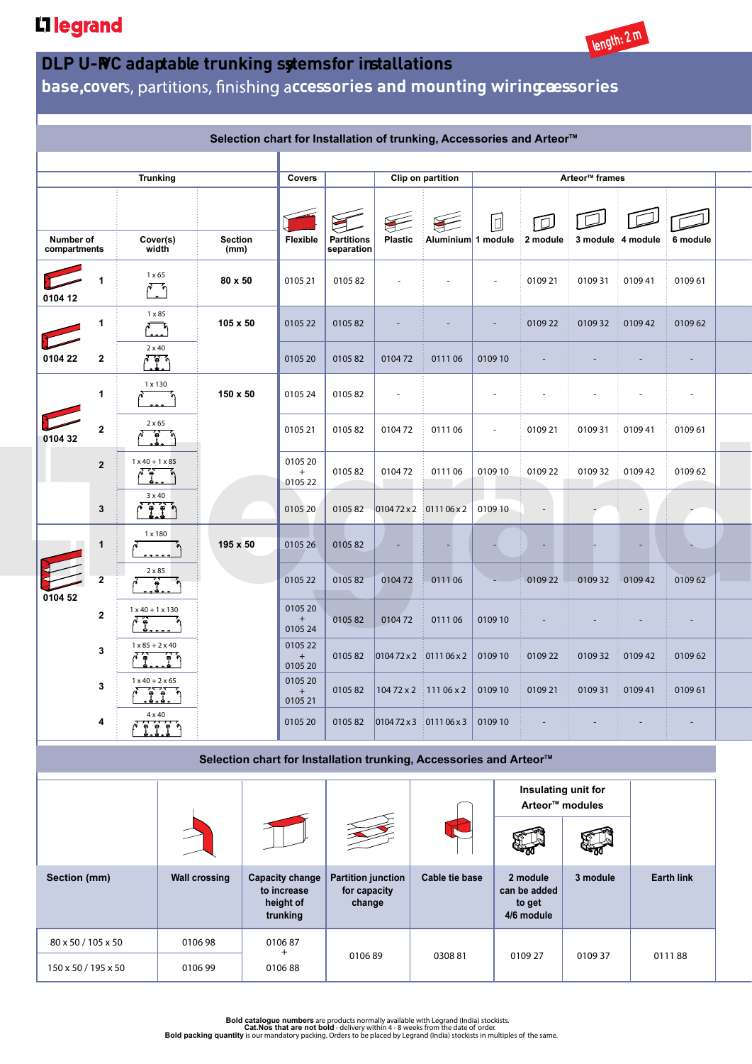# DLP U-PVC adaptable trunking systems for installations

## base, covers, partitions, finishing accessories and mounting wiring accessories

length: 2 m

### Selection chart for Installation of trunking, Accessories and Arteor™

| Trunking | | | | Covers | | Clip on partition | | Arteor™ frames | | | | |
|---|---|---|---|---|---|---|---|---|---|---|---|---|
| Number of compartments | | Cover(s) width | Section (mm) | Flexible | Partitions separation | Plastic | Aluminium | 1 module | 2 module | 3 module | 4 module | 6 module |
| 0104 12 | 1 | 1 x 65 | 80 x 50 | 0105 21 | 0105 82 | - | - | - | 0109 21 | 0109 31 | 0109 41 | 0109 61 |
| 0104 22 | 1 | 1 x 85 | 105 x 50 | 0105 22 | 0105 82 | - | - | - | 0109 22 | 0109 32 | 0109 42 | 0109 62 |
| | 2 | 2 x 40 | | 0105 20 | 0105 82 | 0104 72 | 0111 06 | 0109 10 | - | - | - | - |
| 0104 32 | 1 | 1 x 130 | 150 x 50 | 0105 24 | 0105 82 | - | | - | - | - | - | - |
| | 2 | 2 x 65 | | 0105 21 | 0105 82 | 0104 72 | 0111 06 | - | 0109 21 | 0109 31 | 0109 41 | 0109 61 |
| | 2 | 1 x 40 + 1 x 85 | | 0105 20 + 0105 22 | 0105 82 | 0104 72 | 0111 06 | 0109 10 | 0109 22 | 0109 32 | 0109 42 | 0109 62 |
| | 3 | 3 x 40 | | 0105 20 | 0105 82 | 0104 72 x 2 | 0111 06 x 2 | 0109 10 | - | - | - | - |
| 0104 52 | 1 | 1 x 180 | 195 x 50 | 0105 26 | 0105 82 | - | - | - | - | - | - | - |
| | 2 | 2 x 85 | | 0105 22 | 0105 82 | 0104 72 | 0111 06 | - | 0109 22 | 0109 32 | 0109 42 | 0109 62 |
| | 2 | 1 x 40 + 1 x 130 | | 0105 20 + 0105 24 | 0105 82 | 0104 72 | 0111 06 | 0109 10 | - | - | - | - |
| | 3 | 1 x 85 + 2 x 40 | | 0105 22 + 0105 20 | 0105 82 | 0104 72 x 2 | 0111 06 x 2 | 0109 10 | 0109 22 | 0109 32 | 0109 42 | 0109 62 |
| | 3 | 1 x 40 + 2 x 65 | | 0105 20 + 0105 21 | 0105 82 | 104 72 x 2 | 111 06 x 2 | 0109 10 | 0109 21 | 0109 31 | 0109 41 | 0109 61 |
| | 4 | 4 x 40 | | 0105 20 | 0105 82 | 0104 72 x 3 | 0111 06 x 3 | 0109 10 | - | - | - | - |

### Selection chart for Installation trunking, Accessories and Arteor™

| Section (mm) | Wall crossing | Capacity change to increase height of trunking | Partition junction for capacity change | Cable tie base | Insulating unit for Arteor™ modules: 2 module can be added to get 4/6 module | Insulating unit for Arteor™ modules: 3 module | Earth link |
|---|---|---|---|---|---|---|---|
| 80 x 50 / 105 x 50 | 0106 98 | 0106 87 + 0106 88 | 0106 89 | 0308 81 | 0109 27 | 0109 37 | 0111 88 |
| 150 x 50 / 195 x 50 | 0106 99 | | | | | | |

**Bold catalogue numbers** are products normally available with Legrand (India) stockists.
Cat.Nos that are not bold - delivery within 4 - 8 weeks from the date of order.
**Bold packing quantity** is our mandatory packing. Orders to be placed by Legrand (India) stockists in multiples of the same.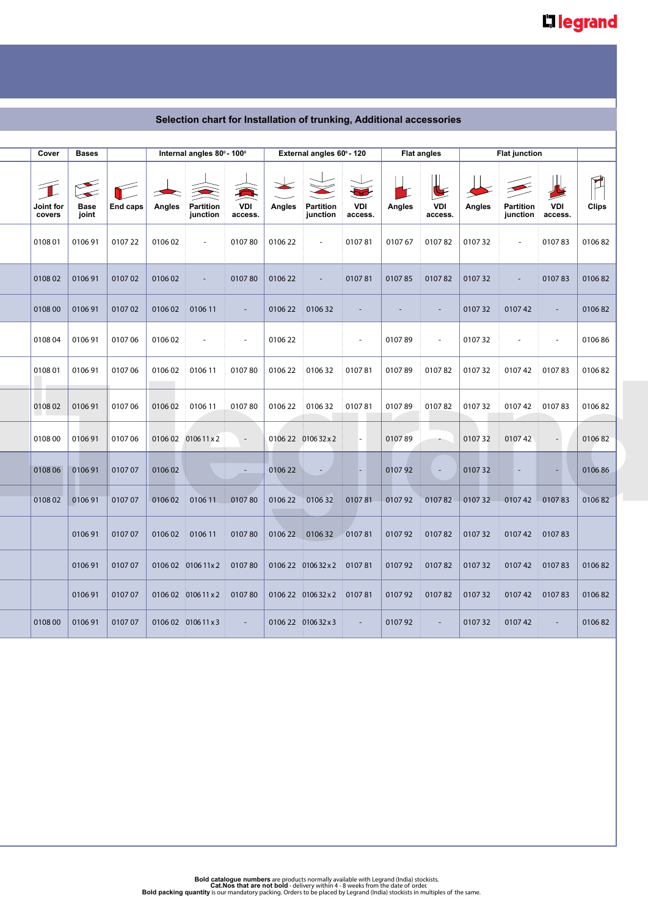## Selection chart for Installation of trunking, Additional accessories

| Cover | Bases | | Internal angles 80° - 100° | | | External angles 60° - 120 | | | Flat angles | | Flat junction | | | |
|---|---|---|---|---|---|---|---|---|---|---|---|---|---|---|
| Joint for covers | Base joint | End caps | Angles | Partition junction | VDI access. | Angles | Partition junction | VDI access. | Angles | VDI access. | Angles | Partition junction | VDI access. | Clips |
| 0108 01 | 0106 91 | 0107 22 | 0106 02 | - | 0107 80 | 0106 22 | - | 0107 81 | 0107 67 | 0107 82 | 0107 32 | - | 0107 83 | 0106 82 |
| 0108 02 | 0106 91 | 0107 02 | 0106 02 | - | 0107 80 | 0106 22 | - | 0107 81 | 0107 85 | 0107 82 | 0107 32 | - | 0107 83 | 0106 82 |
| 0108 00 | 0106 91 | 0107 02 | 0106 02 | 0106 11 | - | 0106 22 | 0106 32 | - | - | - | 0107 32 | 0107 42 | - | 0106 82 |
| 0108 04 | 0106 91 | 0107 06 | 0106 02 | - | - | 0106 22 | | - | 0107 89 | - | 0107 32 | - | - | 0106 86 |
| 0108 01 | 0106 91 | 0107 06 | 0106 02 | 0106 11 | 0107 80 | 0106 22 | 0106 32 | 0107 81 | 0107 89 | 0107 82 | 0107 32 | 0107 42 | 0107 83 | 0106 82 |
| 0108 02 | 0106 91 | 0107 06 | 0106 02 | 0106 11 | 0107 80 | 0106 22 | 0106 32 | 0107 81 | 0107 89 | 0107 82 | 0107 32 | 0107 42 | 0107 83 | 0106 82 |
| 0108 00 | 0106 91 | 0107 06 | 0106 02 | 0106 11 x 2 | - | 0106 22 | 0106 32 x 2 | - | 0107 89 | - | 0107 32 | 0107 42 | - | 0106 82 |
| 0108 06 | 0106 91 | 0107 07 | 0106 02 | | - | 0106 22 | - | - | 0107 92 | - | 0107 32 | - | - | 0106 86 |
| 0108 02 | 0106 91 | 0107 07 | 0106 02 | 0106 11 | 0107 80 | 0106 22 | 0106 32 | 0107 81 | 0107 92 | 0107 82 | 0107 32 | 0107 42 | 0107 83 | 0106 82 |
| | 0106 91 | 0107 07 | 0106 02 | 0106 11 | 0107 80 | 0106 22 | 0106 32 | 0107 81 | 0107 92 | 0107 82 | 0107 32 | 0107 42 | 0107 83 | |
| | 0106 91 | 0107 07 | 0106 02 | 0106 11 x 2 | 0107 80 | 0106 22 | 0106 32 x 2 | 0107 81 | 0107 92 | 0107 82 | 0107 32 | 0107 42 | 0107 83 | 0106 82 |
| | 0106 91 | 0107 07 | 0106 02 | 0106 11 x 2 | 0107 80 | 0106 22 | 0106 32 x 2 | 0107 81 | 0107 92 | 0107 82 | 0107 32 | 0107 42 | 0107 83 | 0106 82 |
| 0108 00 | 0106 91 | 0107 07 | 0106 02 | 0106 11 x 3 | - | 0106 22 | 0106 32 x 3 | - | 0107 92 | - | 0107 32 | 0107 42 | - | 0106 82 |

**Bold catalogue numbers** are products normally available with Legrand (India) stockists.
**Cat.Nos that are not bold** - delivery within 4 - 8 weeks from the date of order.
**Bold packing quantity** is our mandatory packing. Orders to be placed by Legrand (India) stockists in multiples of the same.